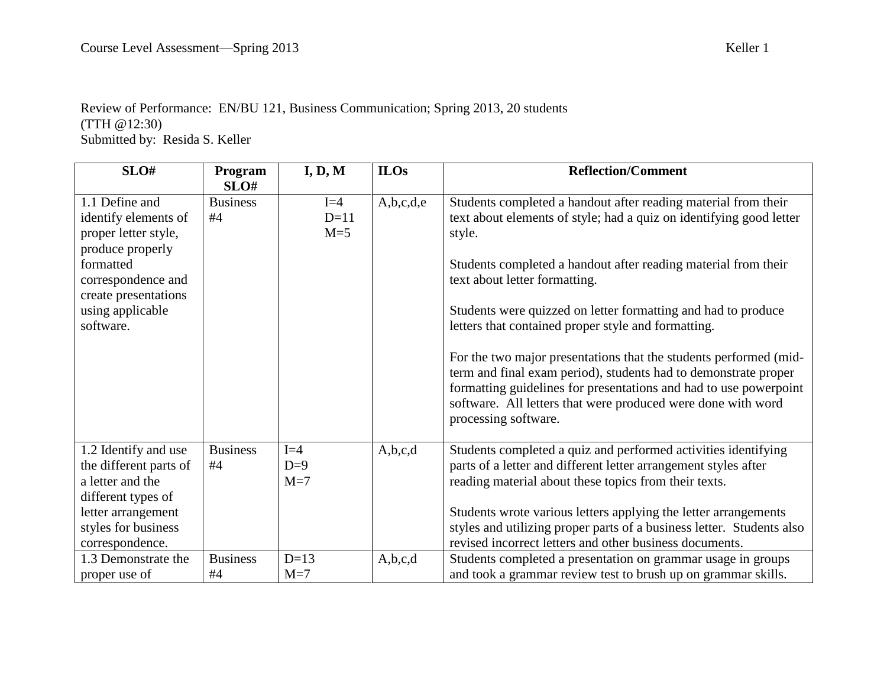Review of Performance: EN/BU 121, Business Communication; Spring 2013, 20 students (TTH @12:30)
Submitted by: Resida S. Keller

| SLO# | Program SLO# | I, D, M | ILOs | Reflection/Comment |
|---|---|---|---|---|
| 1.1 Define and identify elements of proper letter style, produce properly formatted correspondence and create presentations using applicable software. | Business #4 | I=4<br>D=11<br>M=5 | A,b,c,d,e | Students completed a handout after reading material from their text about elements of style; had a quiz on identifying good letter style.<br><br>Students completed a handout after reading material from their text about letter formatting.<br><br>Students were quizzed on letter formatting and had to produce letters that contained proper style and formatting.<br><br>For the two major presentations that the students performed (mid-term and final exam period), students had to demonstrate proper formatting guidelines for presentations and had to use powerpoint software. All letters that were produced were done with word processing software. |
| 1.2 Identify and use the different parts of a letter and the different types of letter arrangement styles for business correspondence. | Business #4 | I=4<br>D=9<br>M=7 | A,b,c,d | Students completed a quiz and performed activities identifying parts of a letter and different letter arrangement styles after reading material about these topics from their texts.<br><br>Students wrote various letters applying the letter arrangements styles and utilizing proper parts of a business letter. Students also revised incorrect letters and other business documents. |
| 1.3 Demonstrate the proper use of | Business #4 | D=13<br>M=7 | A,b,c,d | Students completed a presentation on grammar usage in groups and took a grammar review test to brush up on grammar skills. |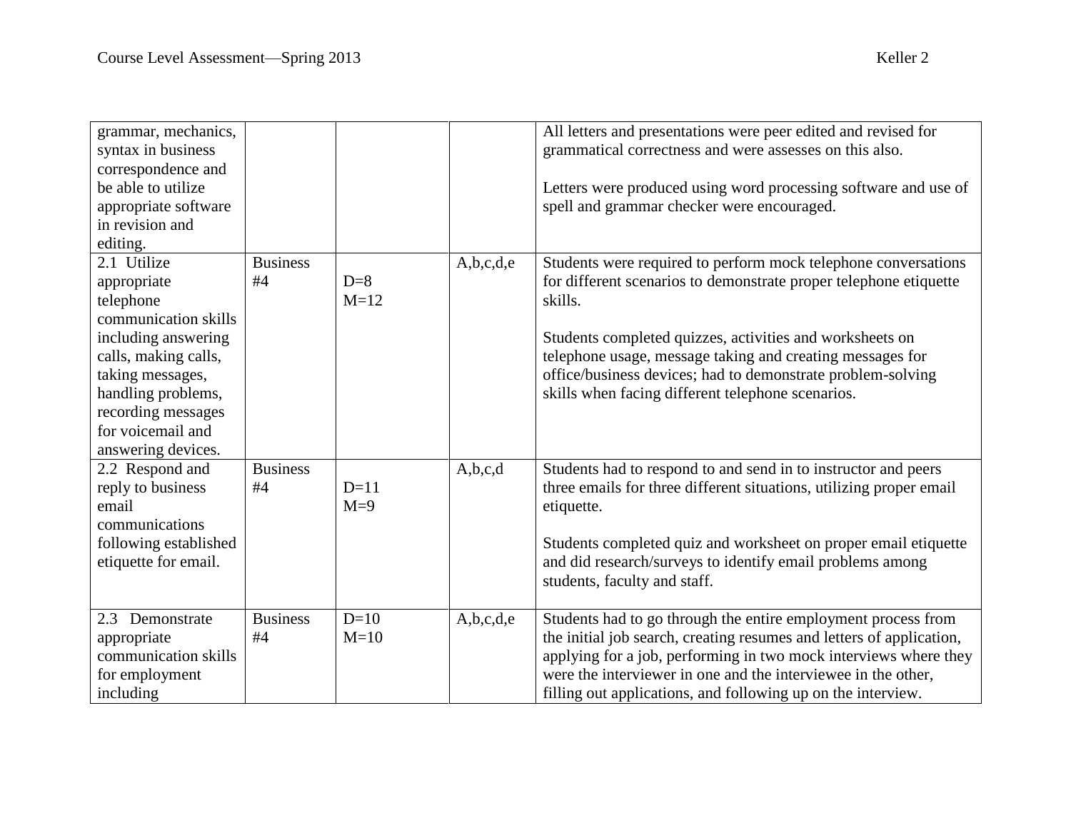| | | | | |
|---|---|---|---|---|
| grammar, mechanics, syntax in business correspondence and be able to utilize appropriate software in revision and editing. | | | | All letters and presentations were peer edited and revised for grammatical correctness and were assesses on this also.<br><br>Letters were produced using word processing software and use of spell and grammar checker were encouraged. |
| 2.1 Utilize appropriate telephone communication skills including answering calls, making calls, taking messages, handling problems, recording messages for voicemail and answering devices. | Business #4 | D=8<br>M=12 | A,b,c,d,e | Students were required to perform mock telephone conversations for different scenarios to demonstrate proper telephone etiquette skills.<br><br>Students completed quizzes, activities and worksheets on telephone usage, message taking and creating messages for office/business devices; had to demonstrate problem-solving skills when facing different telephone scenarios. |
| 2.2 Respond and reply to business email communications following established etiquette for email. | Business #4 | D=11<br>M=9 | A,b,c,d | Students had to respond to and send in to instructor and peers three emails for three different situations, utilizing proper email etiquette.<br><br>Students completed quiz and worksheet on proper email etiquette and did research/surveys to identify email problems among students, faculty and staff. |
| 2.3 Demonstrate appropriate communication skills for employment including | Business #4 | D=10<br>M=10 | A,b,c,d,e | Students had to go through the entire employment process from the initial job search, creating resumes and letters of application, applying for a job, performing in two mock interviews where they were the interviewer in one and the interviewee in the other, filling out applications, and following up on the interview. |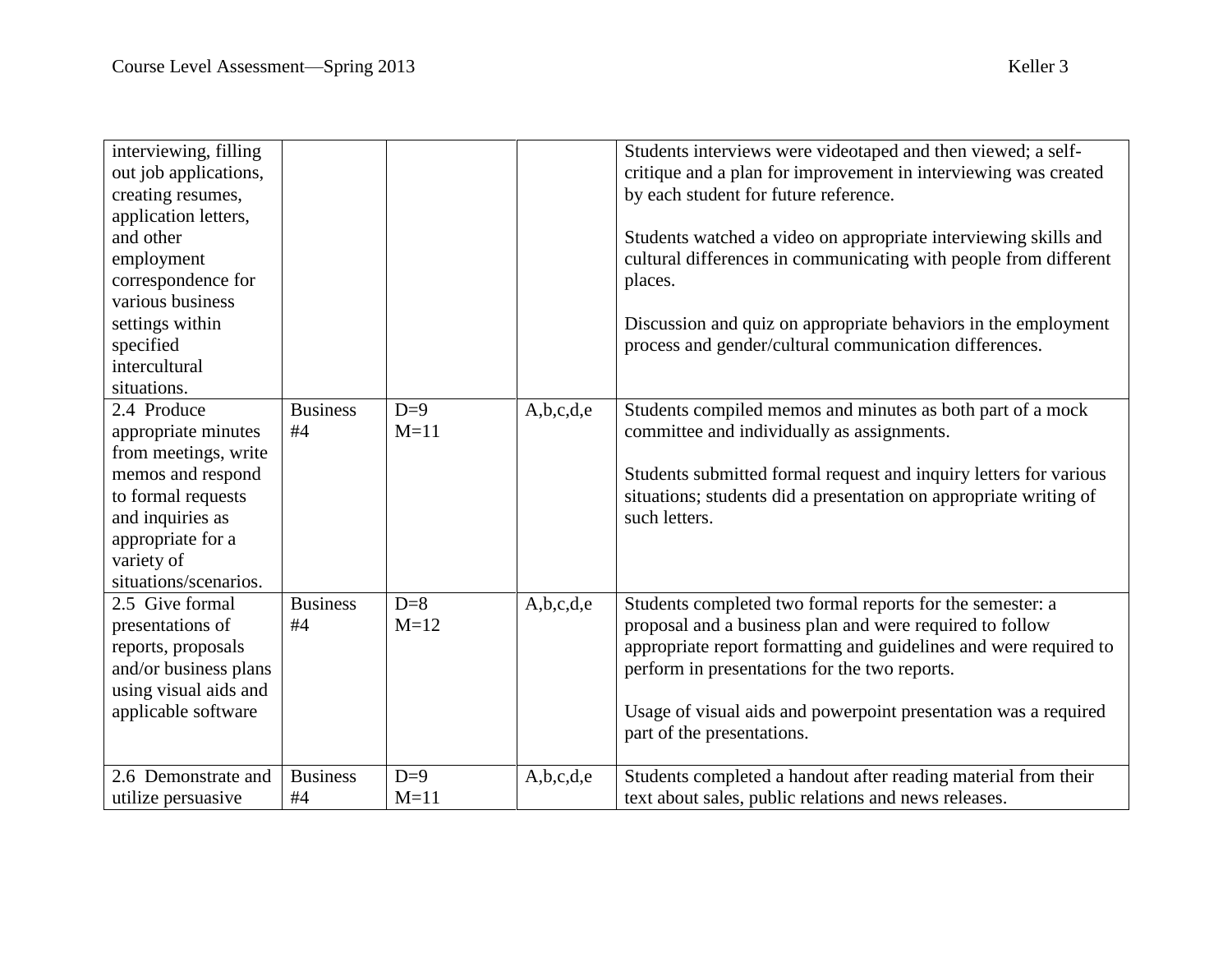| | | | | |
|---|---|---|---|---|
| interviewing, filling out job applications, creating resumes, application letters, and other employment correspondence for various business settings within specified intercultural situations. | | | | Students interviews were videotaped and then viewed; a self-critique and a plan for improvement in interviewing was created by each student for future reference.<br><br>Students watched a video on appropriate interviewing skills and cultural differences in communicating with people from different places.<br><br>Discussion and quiz on appropriate behaviors in the employment process and gender/cultural communication differences. |
| 2.4 Produce appropriate minutes from meetings, write memos and respond to formal requests and inquiries as appropriate for a variety of situations/scenarios. | Business #4 | D=9<br>M=11 | A,b,c,d,e | Students compiled memos and minutes as both part of a mock committee and individually as assignments.<br><br>Students submitted formal request and inquiry letters for various situations; students did a presentation on appropriate writing of such letters. |
| 2.5 Give formal presentations of reports, proposals and/or business plans using visual aids and applicable software | Business #4 | D=8<br>M=12 | A,b,c,d,e | Students completed two formal reports for the semester: a proposal and a business plan and were required to follow appropriate report formatting and guidelines and were required to perform in presentations for the two reports.<br><br>Usage of visual aids and powerpoint presentation was a required part of the presentations. |
| 2.6 Demonstrate and utilize persuasive | Business #4 | D=9<br>M=11 | A,b,c,d,e | Students completed a handout after reading material from their text about sales, public relations and news releases. |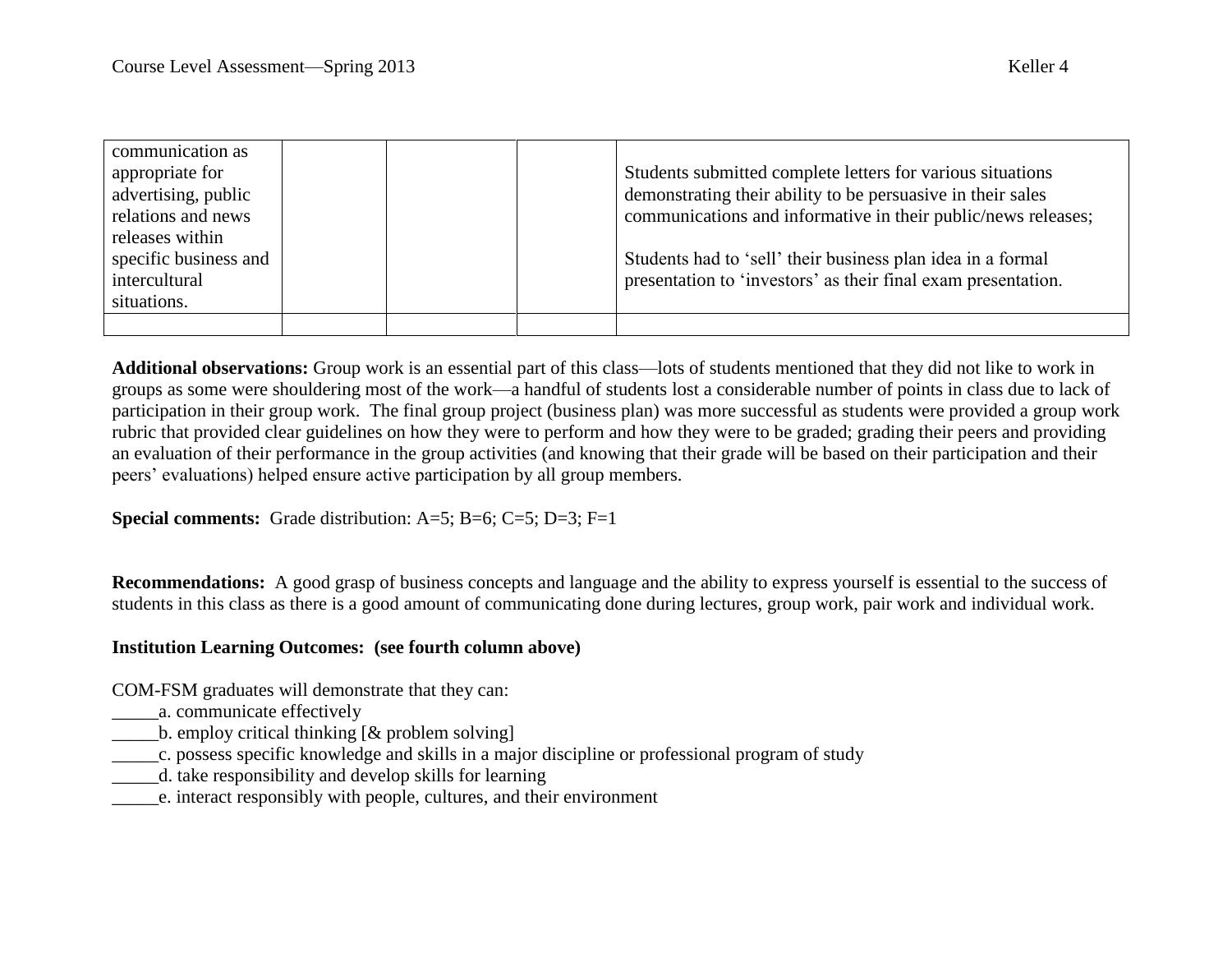| | | | | |
|---|---|---|---|---|
| communication as appropriate for advertising, public relations and news releases within specific business and intercultural situations. | | | | Students submitted complete letters for various situations demonstrating their ability to be persuasive in their sales communications and informative in their public/news releases;<br><br>Students had to 'sell' their business plan idea in a formal presentation to 'investors' as their final exam presentation. |
| | | | | |

**Additional observations:** Group work is an essential part of this class—lots of students mentioned that they did not like to work in groups as some were shouldering most of the work—a handful of students lost a considerable number of points in class due to lack of participation in their group work. The final group project (business plan) was more successful as students were provided a group work rubric that provided clear guidelines on how they were to perform and how they were to be graded; grading their peers and providing an evaluation of their performance in the group activities (and knowing that their grade will be based on their participation and their peers' evaluations) helped ensure active participation by all group members.

**Special comments:** Grade distribution: A=5; B=6; C=5; D=3; F=1

**Recommendations:** A good grasp of business concepts and language and the ability to express yourself is essential to the success of students in this class as there is a good amount of communicating done during lectures, group work, pair work and individual work.

**Institution Learning Outcomes: (see fourth column above)**

COM-FSM graduates will demonstrate that they can:

_____a. communicate effectively
_____b. employ critical thinking [& problem solving]
_____c. possess specific knowledge and skills in a major discipline or professional program of study
_____d. take responsibility and develop skills for learning
_____e. interact responsibly with people, cultures, and their environment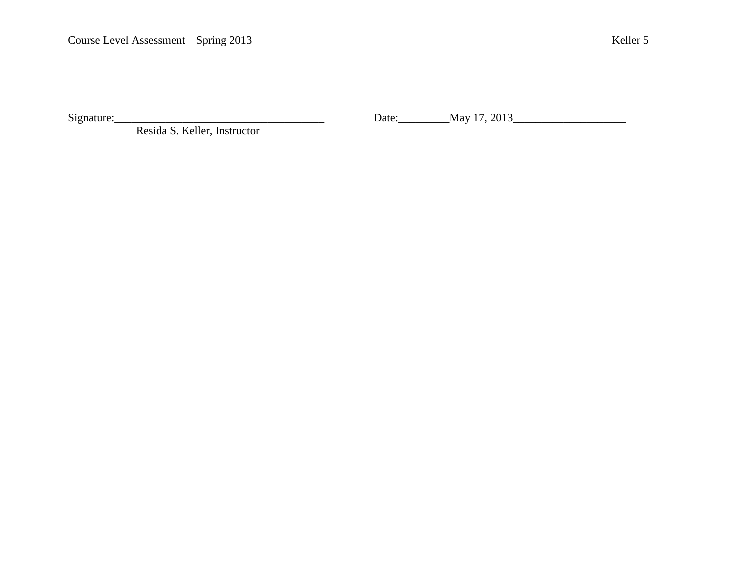Signature:______________________________________ Date:_________May 17, 2013____________________

Resida S. Keller, Instructor